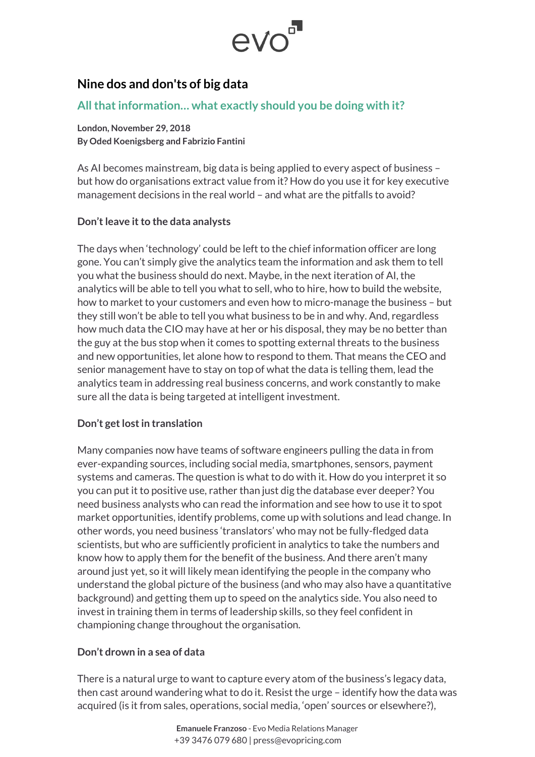# Nine dos and don'ts of big data

## All that information... what exactly should you be doing with it?

**London, November 29, 2018**
**By Oded Koenigsberg and Fabrizio Fantini**

As AI becomes mainstream, big data is being applied to every aspect of business – but how do organisations extract value from it? How do you use it for key executive management decisions in the real world – and what are the pitfalls to avoid?

### Don't leave it to the data analysts

The days when 'technology' could be left to the chief information officer are long gone. You can't simply give the analytics team the information and ask them to tell you what the business should do next. Maybe, in the next iteration of AI, the analytics will be able to tell you what to sell, who to hire, how to build the website, how to market to your customers and even how to micro-manage the business – but they still won't be able to tell you what business to be in and why. And, regardless how much data the CIO may have at her or his disposal, they may be no better than the guy at the bus stop when it comes to spotting external threats to the business and new opportunities, let alone how to respond to them. That means the CEO and senior management have to stay on top of what the data is telling them, lead the analytics team in addressing real business concerns, and work constantly to make sure all the data is being targeted at intelligent investment.

### Don't get lost in translation

Many companies now have teams of software engineers pulling the data in from ever-expanding sources, including social media, smartphones, sensors, payment systems and cameras. The question is what to do with it. How do you interpret it so you can put it to positive use, rather than just dig the database ever deeper? You need business analysts who can read the information and see how to use it to spot market opportunities, identify problems, come up with solutions and lead change. In other words, you need business 'translators' who may not be fully-fledged data scientists, but who are sufficiently proficient in analytics to take the numbers and know how to apply them for the benefit of the business. And there aren't many around just yet, so it will likely mean identifying the people in the company who understand the global picture of the business (and who may also have a quantitative background) and getting them up to speed on the analytics side. You also need to invest in training them in terms of leadership skills, so they feel confident in championing change throughout the organisation.

### Don't drown in a sea of data

There is a natural urge to want to capture every atom of the business's legacy data, then cast around wandering what to do it. Resist the urge – identify how the data was acquired (is it from sales, operations, social media, 'open' sources or elsewhere?),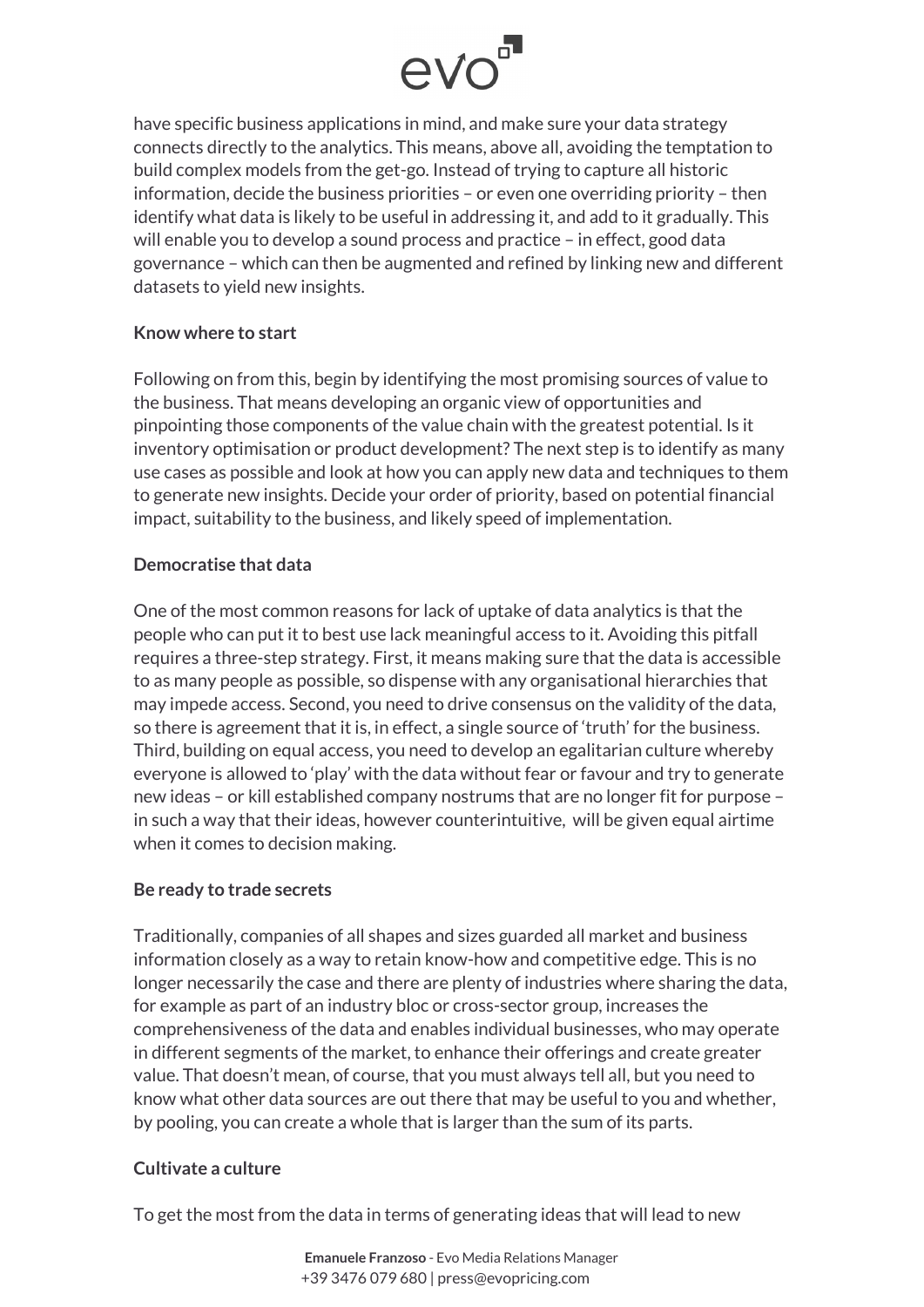have specific business applications in mind, and make sure your data strategy connects directly to the analytics. This means, above all, avoiding the temptation to build complex models from the get-go. Instead of trying to capture all historic information, decide the business priorities – or even one overriding priority – then identify what data is likely to be useful in addressing it, and add to it gradually. This will enable you to develop a sound process and practice – in effect, good data governance – which can then be augmented and refined by linking new and different datasets to yield new insights.

**Know where to start**

Following on from this, begin by identifying the most promising sources of value to the business. That means developing an organic view of opportunities and pinpointing those components of the value chain with the greatest potential. Is it inventory optimisation or product development? The next step is to identify as many use cases as possible and look at how you can apply new data and techniques to them to generate new insights. Decide your order of priority, based on potential financial impact, suitability to the business, and likely speed of implementation.

**Democratise that data**

One of the most common reasons for lack of uptake of data analytics is that the people who can put it to best use lack meaningful access to it. Avoiding this pitfall requires a three-step strategy. First, it means making sure that the data is accessible to as many people as possible, so dispense with any organisational hierarchies that may impede access. Second, you need to drive consensus on the validity of the data, so there is agreement that it is, in effect, a single source of 'truth' for the business. Third, building on equal access, you need to develop an egalitarian culture whereby everyone is allowed to 'play' with the data without fear or favour and try to generate new ideas – or kill established company nostrums that are no longer fit for purpose – in such a way that their ideas, however counterintuitive, will be given equal airtime when it comes to decision making.

**Be ready to trade secrets**

Traditionally, companies of all shapes and sizes guarded all market and business information closely as a way to retain know-how and competitive edge. This is no longer necessarily the case and there are plenty of industries where sharing the data, for example as part of an industry bloc or cross-sector group, increases the comprehensiveness of the data and enables individual businesses, who may operate in different segments of the market, to enhance their offerings and create greater value. That doesn't mean, of course, that you must always tell all, but you need to know what other data sources are out there that may be useful to you and whether, by pooling, you can create a whole that is larger than the sum of its parts.

**Cultivate a culture**

To get the most from the data in terms of generating ideas that will lead to new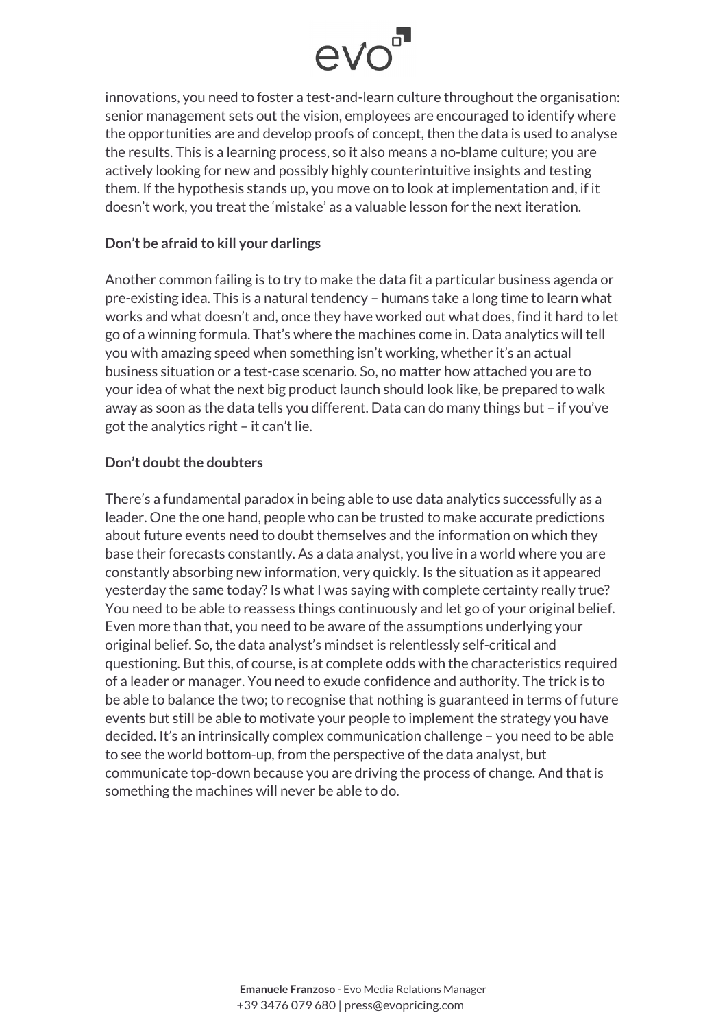innovations, you need to foster a test-and-learn culture throughout the organisation: senior management sets out the vision, employees are encouraged to identify where the opportunities are and develop proofs of concept, then the data is used to analyse the results. This is a learning process, so it also means a no-blame culture; you are actively looking for new and possibly highly counterintuitive insights and testing them. If the hypothesis stands up, you move on to look at implementation and, if it doesn't work, you treat the 'mistake' as a valuable lesson for the next iteration.

**Don't be afraid to kill your darlings**

Another common failing is to try to make the data fit a particular business agenda or pre-existing idea. This is a natural tendency – humans take a long time to learn what works and what doesn't and, once they have worked out what does, find it hard to let go of a winning formula. That's where the machines come in. Data analytics will tell you with amazing speed when something isn't working, whether it's an actual business situation or a test-case scenario. So, no matter how attached you are to your idea of what the next big product launch should look like, be prepared to walk away as soon as the data tells you different. Data can do many things but – if you've got the analytics right – it can't lie.

**Don't doubt the doubters**

There's a fundamental paradox in being able to use data analytics successfully as a leader. One the one hand, people who can be trusted to make accurate predictions about future events need to doubt themselves and the information on which they base their forecasts constantly. As a data analyst, you live in a world where you are constantly absorbing new information, very quickly. Is the situation as it appeared yesterday the same today? Is what I was saying with complete certainty really true? You need to be able to reassess things continuously and let go of your original belief. Even more than that, you need to be aware of the assumptions underlying your original belief. So, the data analyst's mindset is relentlessly self-critical and questioning. But this, of course, is at complete odds with the characteristics required of a leader or manager. You need to exude confidence and authority. The trick is to be able to balance the two; to recognise that nothing is guaranteed in terms of future events but still be able to motivate your people to implement the strategy you have decided. It's an intrinsically complex communication challenge – you need to be able to see the world bottom-up, from the perspective of the data analyst, but communicate top-down because you are driving the process of change. And that is something the machines will never be able to do.

**Emanuele Franzoso** - Evo Media Relations Manager
+39 3476 079 680 | press@evopricing.com